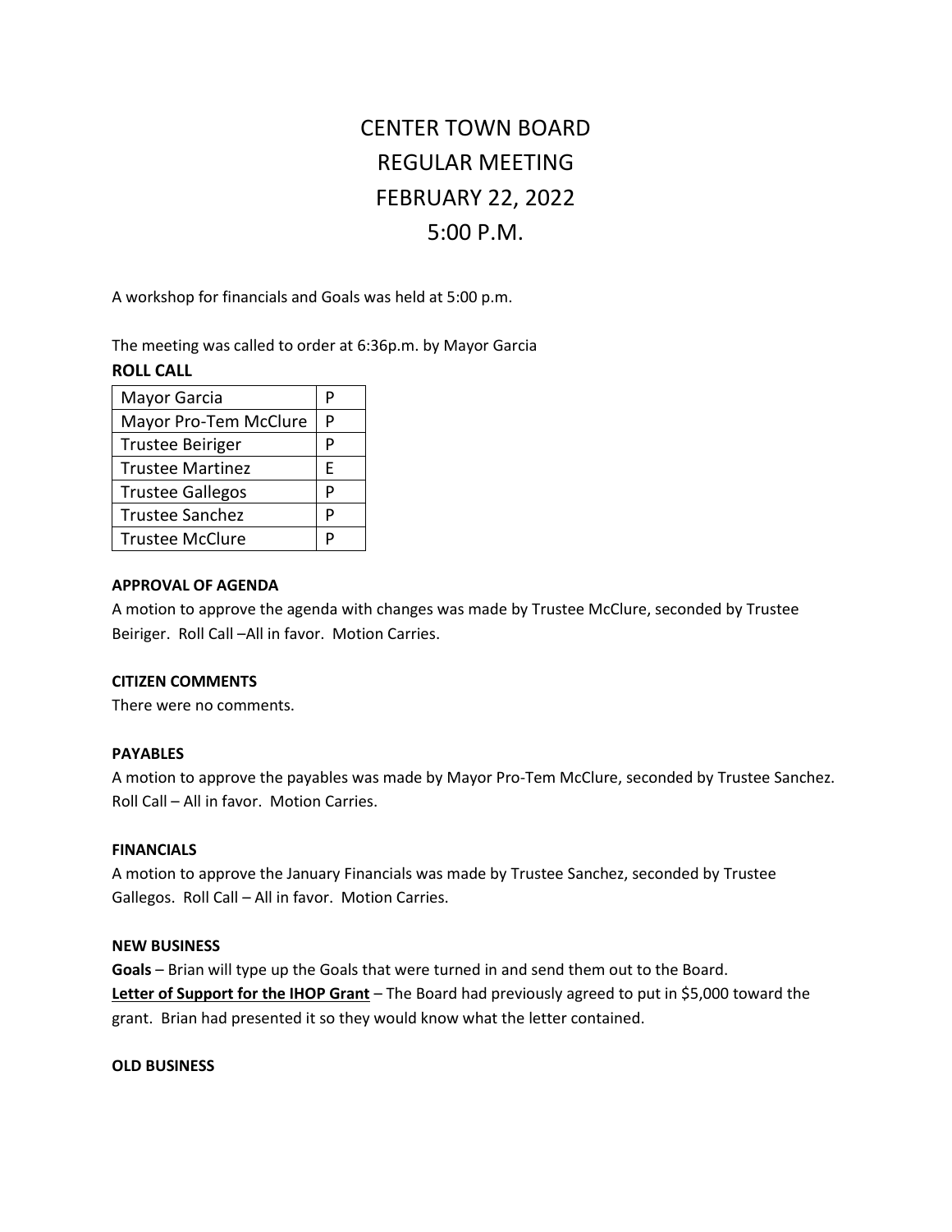# CENTER TOWN BOARD
# REGULAR MEETING
# FEBRUARY 22, 2022
# 5:00 P.M.

A workshop for financials and Goals was held at 5:00 p.m.

The meeting was called to order at 6:36p.m. by Mayor Garcia

**ROLL CALL**

| | |
|---|---|
| Mayor Garcia | P |
| Mayor Pro-Tem McClure | P |
| Trustee Beiriger | P |
| Trustee Martinez | E |
| Trustee Gallegos | P |
| Trustee Sanchez | P |
| Trustee McClure | P |

**APPROVAL OF AGENDA**

A motion to approve the agenda with changes was made by Trustee McClure, seconded by Trustee Beiriger. Roll Call –All in favor. Motion Carries.

**CITIZEN COMMENTS**

There were no comments.

**PAYABLES**

A motion to approve the payables was made by Mayor Pro-Tem McClure, seconded by Trustee Sanchez. Roll Call – All in favor. Motion Carries.

**FINANCIALS**

A motion to approve the January Financials was made by Trustee Sanchez, seconded by Trustee Gallegos. Roll Call – All in favor. Motion Carries.

**NEW BUSINESS**

**Goals** – Brian will type up the Goals that were turned in and send them out to the Board.

**Letter of Support for the IHOP Grant** – The Board had previously agreed to put in $5,000 toward the grant. Brian had presented it so they would know what the letter contained.

**OLD BUSINESS**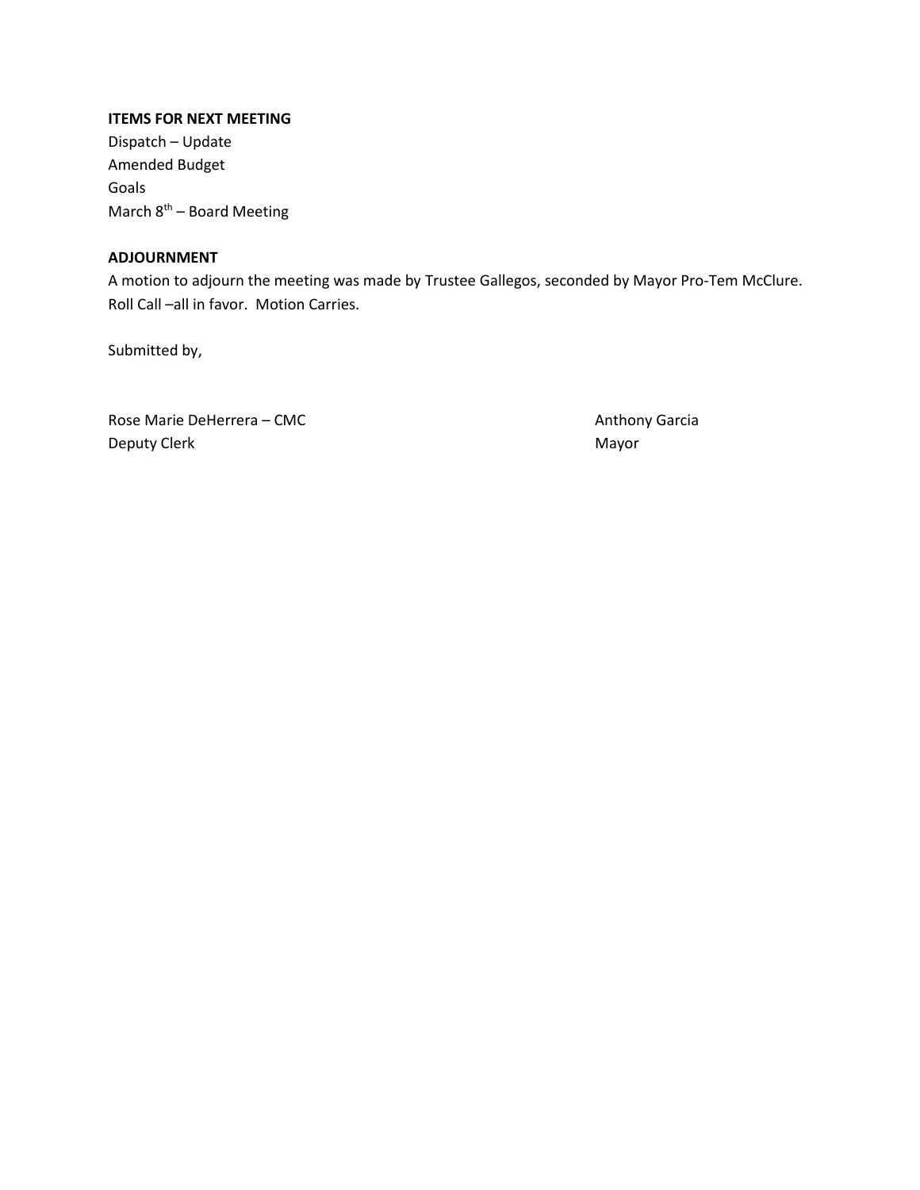**ITEMS FOR NEXT MEETING**

Dispatch – Update
Amended Budget
Goals
March 8th – Board Meeting

**ADJOURNMENT**

A motion to adjourn the meeting was made by Trustee Gallegos, seconded by Mayor Pro-Tem McClure. Roll Call –all in favor. Motion Carries.

Submitted by,

Rose Marie DeHerrera – CMC
Deputy Clerk

Anthony Garcia
Mayor